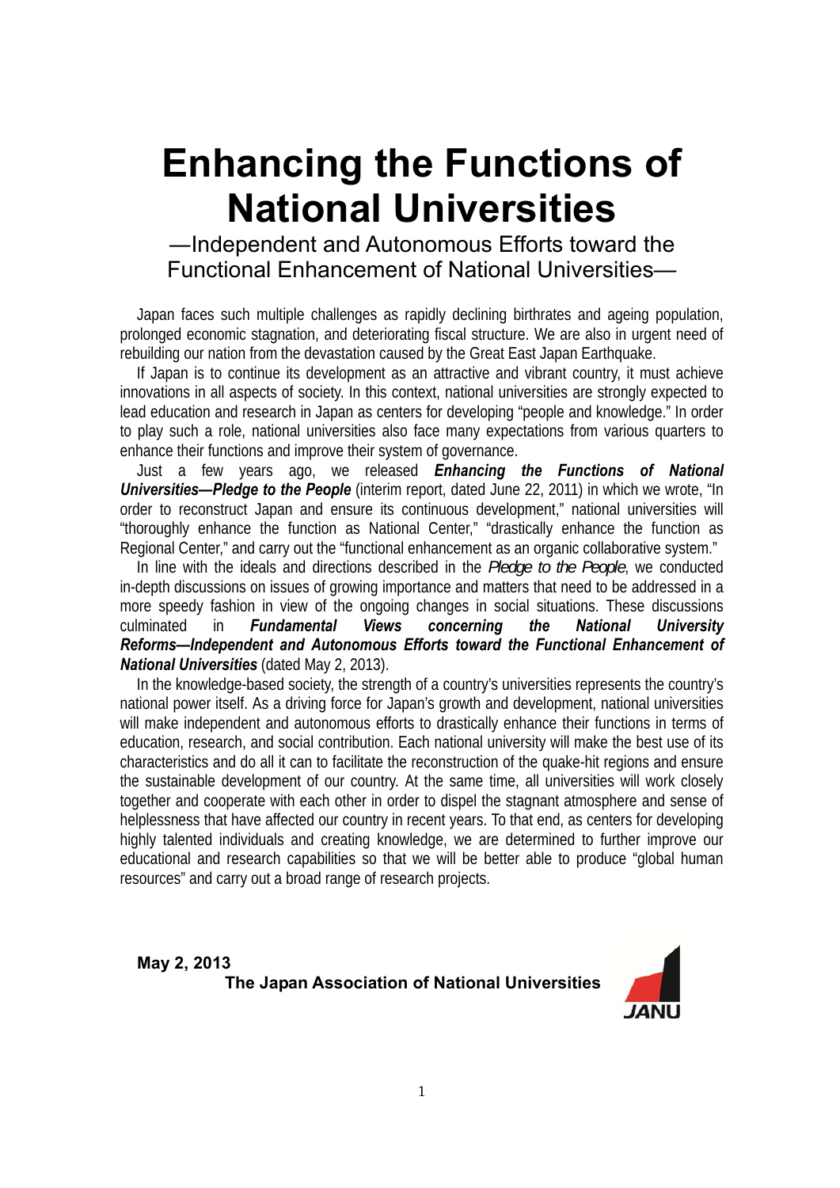# Enhancing the Functions of National Universities

## —Independent and Autonomous Efforts toward the Functional Enhancement of National Universities—

Japan faces such multiple challenges as rapidly declining birthrates and ageing population, prolonged economic stagnation, and deteriorating fiscal structure. We are also in urgent need of rebuilding our nation from the devastation caused by the Great East Japan Earthquake.

If Japan is to continue its development as an attractive and vibrant country, it must achieve innovations in all aspects of society. In this context, national universities are strongly expected to lead education and research in Japan as centers for developing "people and knowledge." In order to play such a role, national universities also face many expectations from various quarters to enhance their functions and improve their system of governance.

Just a few years ago, we released ***Enhancing the Functions of National Universities—Pledge to the People*** (interim report, dated June 22, 2011) in which we wrote, "In order to reconstruct Japan and ensure its continuous development," national universities will "thoroughly enhance the function as National Center," "drastically enhance the function as Regional Center," and carry out the "functional enhancement as an organic collaborative system."

In line with the ideals and directions described in the *Pledge to the People*, we conducted in-depth discussions on issues of growing importance and matters that need to be addressed in a more speedy fashion in view of the ongoing changes in social situations. These discussions culminated in ***Fundamental Views concerning the National University Reforms—Independent and Autonomous Efforts toward the Functional Enhancement of National Universities*** (dated May 2, 2013).

In the knowledge-based society, the strength of a country's universities represents the country's national power itself. As a driving force for Japan's growth and development, national universities will make independent and autonomous efforts to drastically enhance their functions in terms of education, research, and social contribution. Each national university will make the best use of its characteristics and do all it can to facilitate the reconstruction of the quake-hit regions and ensure the sustainable development of our country. At the same time, all universities will work closely together and cooperate with each other in order to dispel the stagnant atmosphere and sense of helplessness that have affected our country in recent years. To that end, as centers for developing highly talented individuals and creating knowledge, we are determined to further improve our educational and research capabilities so that we will be better able to produce "global human resources" and carry out a broad range of research projects.

**May 2, 2013**

**The Japan Association of National Universities**

JANU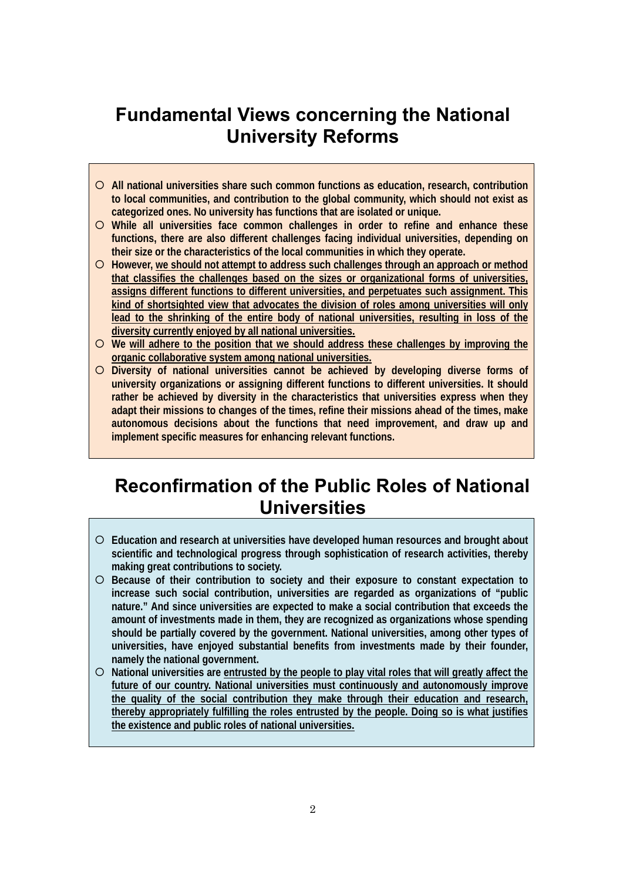## Fundamental Views concerning the National University Reforms

- **All national universities share such common functions as education, research, contribution to local communities, and contribution to the global community, which should not exist as categorized ones. No university has functions that are isolated or unique.**
- **While all universities face common challenges in order to refine and enhance these functions, there are also different challenges facing individual universities, depending on their size or the characteristics of the local communities in which they operate.**
- **However, <u>we should not attempt to address such challenges through an approach or method that classifies the challenges based on the sizes or organizational forms of universities, assigns different functions to different universities, and perpetuates such assignment. This kind of shortsighted view that advocates the division of roles among universities will only lead to the shrinking of the entire body of national universities, resulting in loss of the diversity currently enjoyed by all national universities.</u>**
- **We <u>will adhere to the position that we should address these challenges by improving the organic collaborative system among national universities.</u>**
- **Diversity of national universities cannot be achieved by developing diverse forms of university organizations or assigning different functions to different universities. It should rather be achieved by diversity in the characteristics that universities express when they adapt their missions to changes of the times, refine their missions ahead of the times, make autonomous decisions about the functions that need improvement, and draw up and implement specific measures for enhancing relevant functions.**

## Reconfirmation of the Public Roles of National Universities

- **Education and research at universities have developed human resources and brought about scientific and technological progress through sophistication of research activities, thereby making great contributions to society.**
- **Because of their contribution to society and their exposure to constant expectation to increase such social contribution, universities are regarded as organizations of "public nature." And since universities are expected to make a social contribution that exceeds the amount of investments made in them, they are recognized as organizations whose spending should be partially covered by the government. National universities, among other types of universities, have enjoyed substantial benefits from investments made by their founder, namely the national government.**
- **National universities are <u>entrusted by the people to play vital roles that will greatly affect the future of our country. National universities must continuously and autonomously improve the quality of the social contribution they make through their education and research, thereby appropriately fulfilling the roles entrusted by the people. Doing so is what justifies the existence and public roles of national universities.</u>**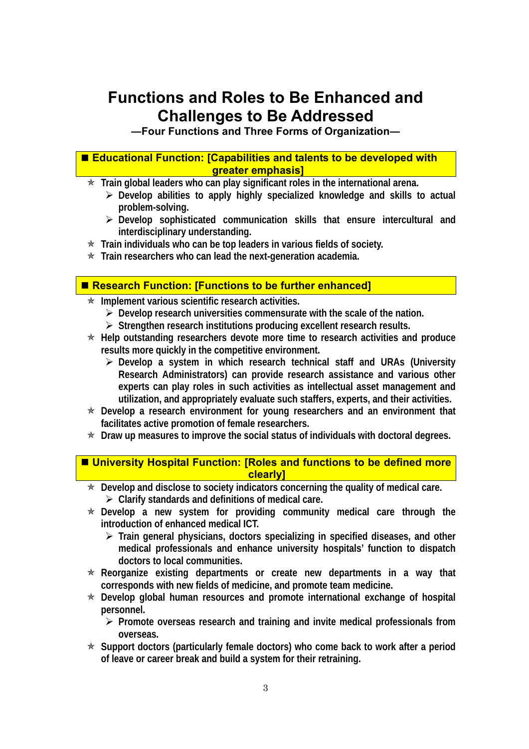# Functions and Roles to Be Enhanced and Challenges to Be Addressed

**—Four Functions and Three Forms of Organization—**

## ■ Educational Function: [Capabilities and talents to be developed with greater emphasis]

- ☆ Train global leaders who can play significant roles in the international arena.
  - ➢ Develop abilities to apply highly specialized knowledge and skills to actual problem-solving.
  - ➢ Develop sophisticated communication skills that ensure intercultural and interdisciplinary understanding.
- ☆ Train individuals who can be top leaders in various fields of society.
- ☆ Train researchers who can lead the next-generation academia.

## ■ Research Function: [Functions to be further enhanced]

- ☆ Implement various scientific research activities.
  - ➢ Develop research universities commensurate with the scale of the nation.
  - ➢ Strengthen research institutions producing excellent research results.
- ☆ Help outstanding researchers devote more time to research activities and produce results more quickly in the competitive environment.
  - ➢ Develop a system in which research technical staff and URAs (University Research Administrators) can provide research assistance and various other experts can play roles in such activities as intellectual asset management and utilization, and appropriately evaluate such staffers, experts, and their activities.
- ☆ Develop a research environment for young researchers and an environment that facilitates active promotion of female researchers.
- ☆ Draw up measures to improve the social status of individuals with doctoral degrees.

## ■ University Hospital Function: [Roles and functions to be defined more clearly]

- ☆ Develop and disclose to society indicators concerning the quality of medical care.
  - ➢ Clarify standards and definitions of medical care.
- ☆ Develop a new system for providing community medical care through the introduction of enhanced medical ICT.
  - ➢ Train general physicians, doctors specializing in specified diseases, and other medical professionals and enhance university hospitals' function to dispatch doctors to local communities.
- ☆ Reorganize existing departments or create new departments in a way that corresponds with new fields of medicine, and promote team medicine.
- ☆ Develop global human resources and promote international exchange of hospital personnel.
  - ➢ Promote overseas research and training and invite medical professionals from overseas.
- ☆ Support doctors (particularly female doctors) who come back to work after a period of leave or career break and build a system for their retraining.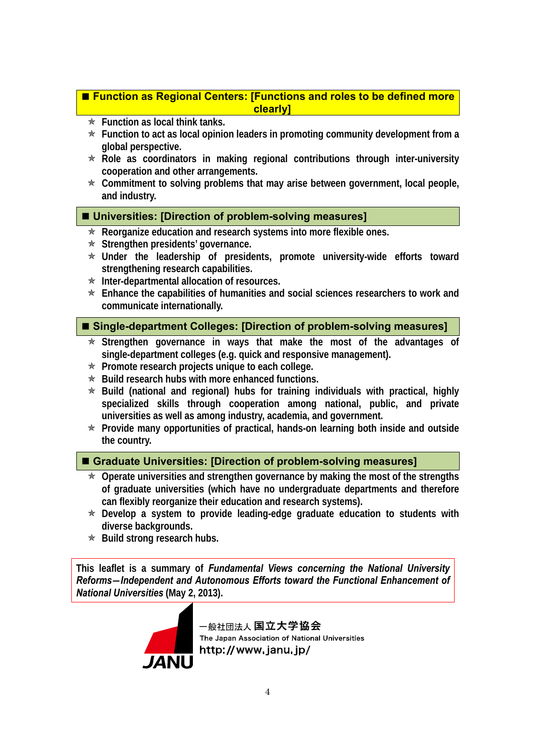## ■ Function as Regional Centers: [Functions and roles to be defined more clearly]

- ☆ Function as local think tanks.
- ☆ Function to act as local opinion leaders in promoting community development from a global perspective.
- ☆ Role as coordinators in making regional contributions through inter-university cooperation and other arrangements.
- ☆ Commitment to solving problems that may arise between government, local people, and industry.

## ■ Universities: [Direction of problem-solving measures]

- ☆ Reorganize education and research systems into more flexible ones.
- ☆ Strengthen presidents' governance.
- ☆ Under the leadership of presidents, promote university-wide efforts toward strengthening research capabilities.
- ☆ Inter-departmental allocation of resources.
- ☆ Enhance the capabilities of humanities and social sciences researchers to work and communicate internationally.

## ■ Single-department Colleges: [Direction of problem-solving measures]

- ☆ Strengthen governance in ways that make the most of the advantages of single-department colleges (e.g. quick and responsive management).
- ☆ Promote research projects unique to each college.
- ☆ Build research hubs with more enhanced functions.
- ☆ Build (national and regional) hubs for training individuals with practical, highly specialized skills through cooperation among national, public, and private universities as well as among industry, academia, and government.
- ☆ Provide many opportunities of practical, hands-on learning both inside and outside the country.

## ■ Graduate Universities: [Direction of problem-solving measures]

- ☆ Operate universities and strengthen governance by making the most of the strengths of graduate universities (which have no undergraduate departments and therefore can flexibly reorganize their education and research systems).
- ☆ Develop a system to provide leading-edge graduate education to students with diverse backgrounds.
- ☆ Build strong research hubs.

This leaflet is a summary of *Fundamental Views concerning the National University Reforms—Independent and Autonomous Efforts toward the Functional Enhancement of National Universities* (May 2, 2013).

JANU

一般社団法人 国立大学協会

The Japan Association of National Universities

http://www.janu.jp/